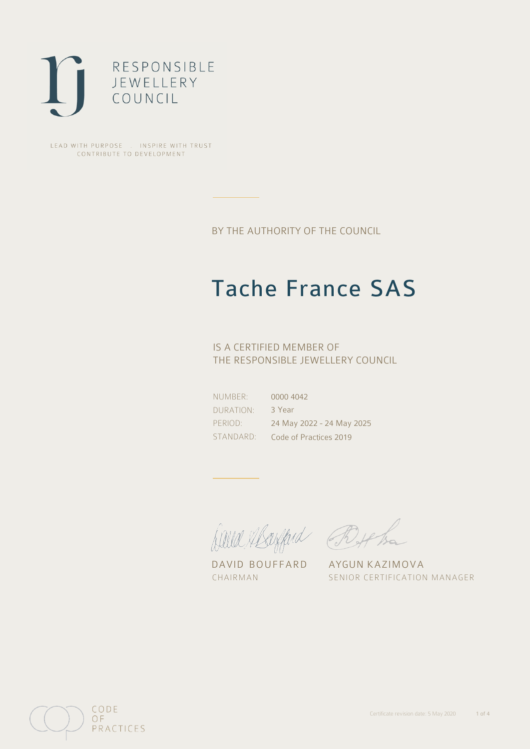RESPONSIBLE
JEWELLERY
COUNCIL

LEAD WITH PURPOSE . INSPIRE WITH TRUST
CONTRIBUTE TO DEVELOPMENT

BY THE AUTHORITY OF THE COUNCIL

# Tache France SAS

IS A CERTIFIED MEMBER OF
THE RESPONSIBLE JEWELLERY COUNCIL

| | |
|---|---|
| NUMBER: | 0000 4042 |
| DURATION: | 3 Year |
| PERIOD: | 24 May 2022 - 24 May 2025 |
| STANDARD: | Code of Practices 2019 |

DAVID BOUFFARD
CHAIRMAN

AYGUN KAZIMOVA
SENIOR CERTIFICATION MANAGER

CODE
OF
PRACTICES

Certificate revision date: 5 May 2020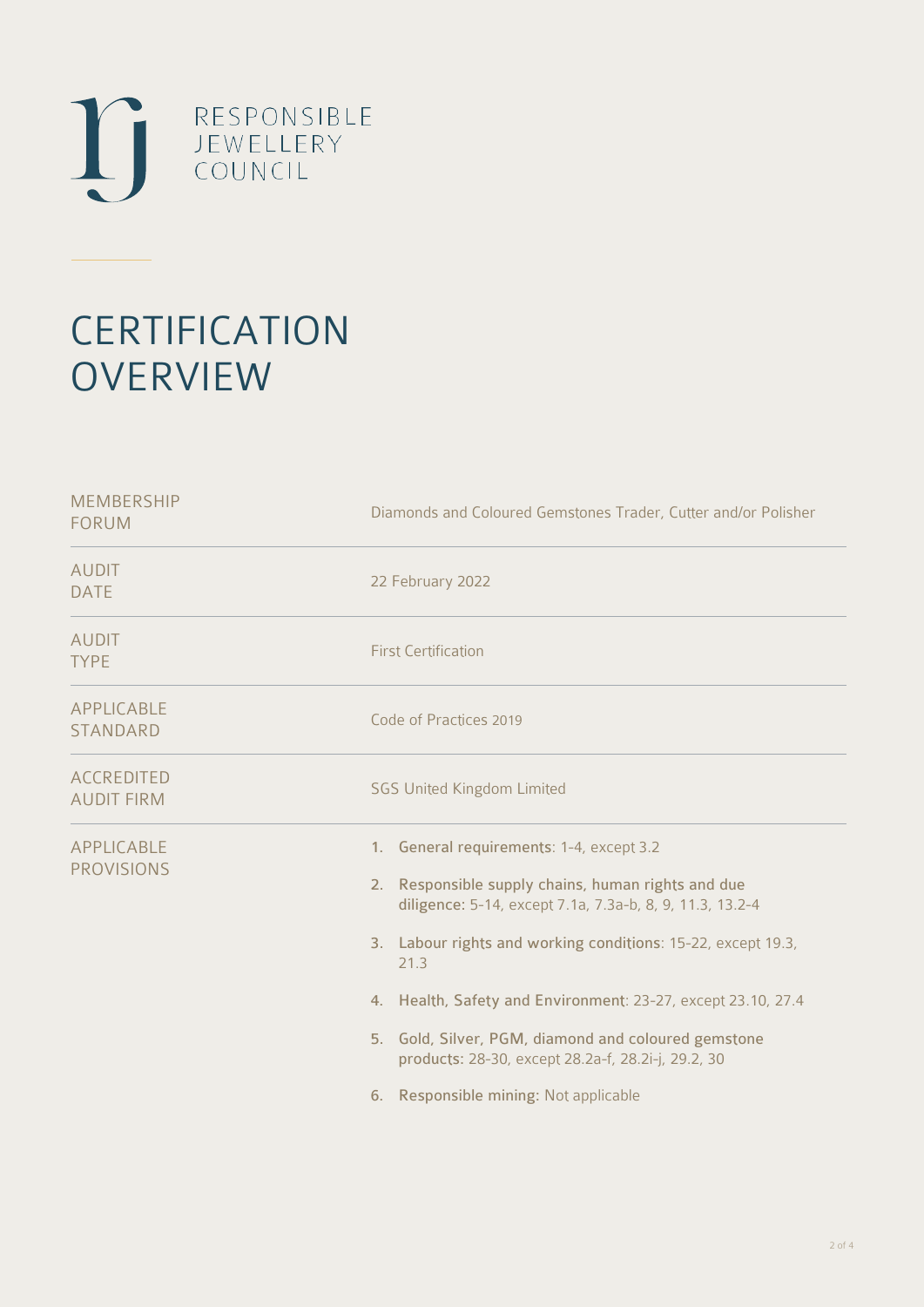RESPONSIBLE JEWELLERY COUNCIL

# CERTIFICATION OVERVIEW

| | |
|---|---|
| MEMBERSHIP FORUM | Diamonds and Coloured Gemstones Trader, Cutter and/or Polisher |
| AUDIT DATE | 22 February 2022 |
| AUDIT TYPE | First Certification |
| APPLICABLE STANDARD | Code of Practices 2019 |
| ACCREDITED AUDIT FIRM | SGS United Kingdom Limited |
| APPLICABLE PROVISIONS | 1. **General requirements**: 1-4, except 3.2<br>2. **Responsible supply chains, human rights and due diligence**: 5-14, except 7.1a, 7.3a-b, 8, 9, 11.3, 13.2-4<br>3. **Labour rights and working conditions**: 15-22, except 19.3, 21.3<br>4. **Health, Safety and Environment**: 23-27, except 23.10, 27.4<br>5. **Gold, Silver, PGM, diamond and coloured gemstone products**: 28-30, except 28.2a-f, 28.2i-j, 29.2, 30<br>6. **Responsible mining**: Not applicable |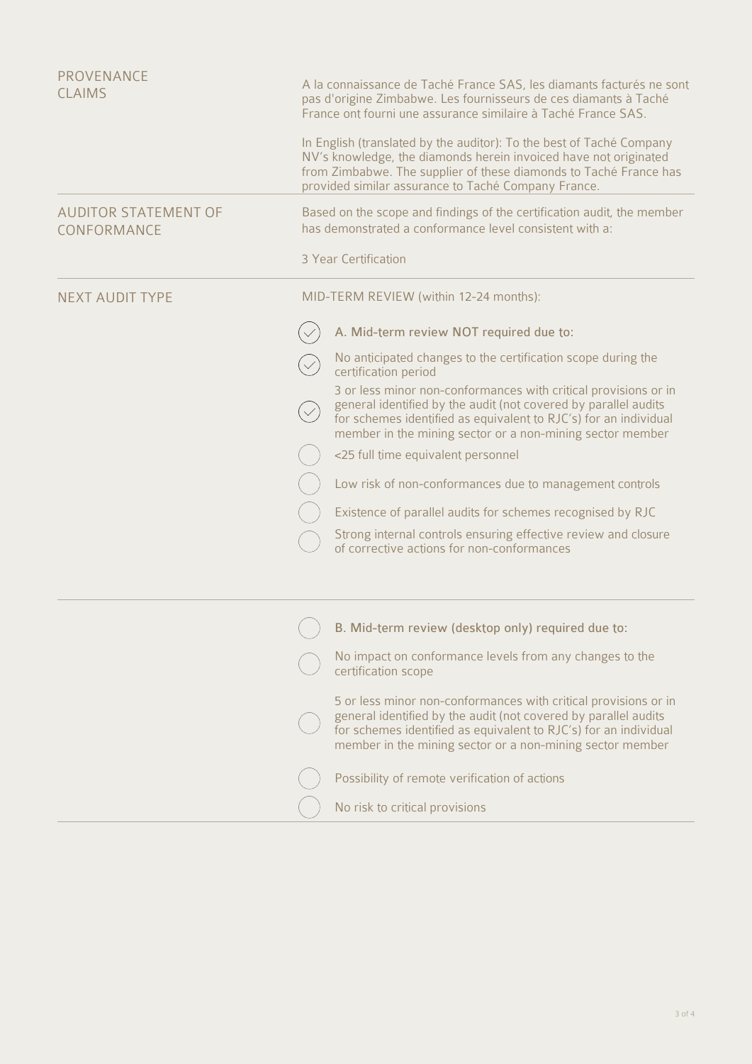**PROVENANCE CLAIMS**

A la connaissance de Taché France SAS, les diamants facturés ne sont pas d'origine Zimbabwe. Les fournisseurs de ces diamants à Taché France ont fourni une assurance similaire à Taché France SAS.

In English (translated by the auditor): To the best of Taché Company NV's knowledge, the diamonds herein invoiced have not originated from Zimbabwe. The supplier of these diamonds to Taché France has provided similar assurance to Taché Company France.

---

**AUDITOR STATEMENT OF CONFORMANCE**

Based on the scope and findings of the certification audit, the member has demonstrated a conformance level consistent with a:

3 Year Certification

---

**NEXT AUDIT TYPE**

MID-TERM REVIEW (within 12-24 months):

- [x] A. Mid-term review NOT required due to:
- [x] No anticipated changes to the certification scope during the certification period
- [x] 3 or less minor non-conformances with critical provisions or in general identified by the audit (not covered by parallel audits for schemes identified as equivalent to RJC's) for an individual member in the mining sector or a non-mining sector member
- [ ] <25 full time equivalent personnel
- [ ] Low risk of non-conformances due to management controls
- [ ] Existence of parallel audits for schemes recognised by RJC
- [ ] Strong internal controls ensuring effective review and closure of corrective actions for non-conformances

---

- [ ] B. Mid-term review (desktop only) required due to:
- [ ] No impact on conformance levels from any changes to the certification scope
- [ ] 5 or less minor non-conformances with critical provisions or in general identified by the audit (not covered by parallel audits for schemes identified as equivalent to RJC's) for an individual member in the mining sector or a non-mining sector member
- [ ] Possibility of remote verification of actions
- [ ] No risk to critical provisions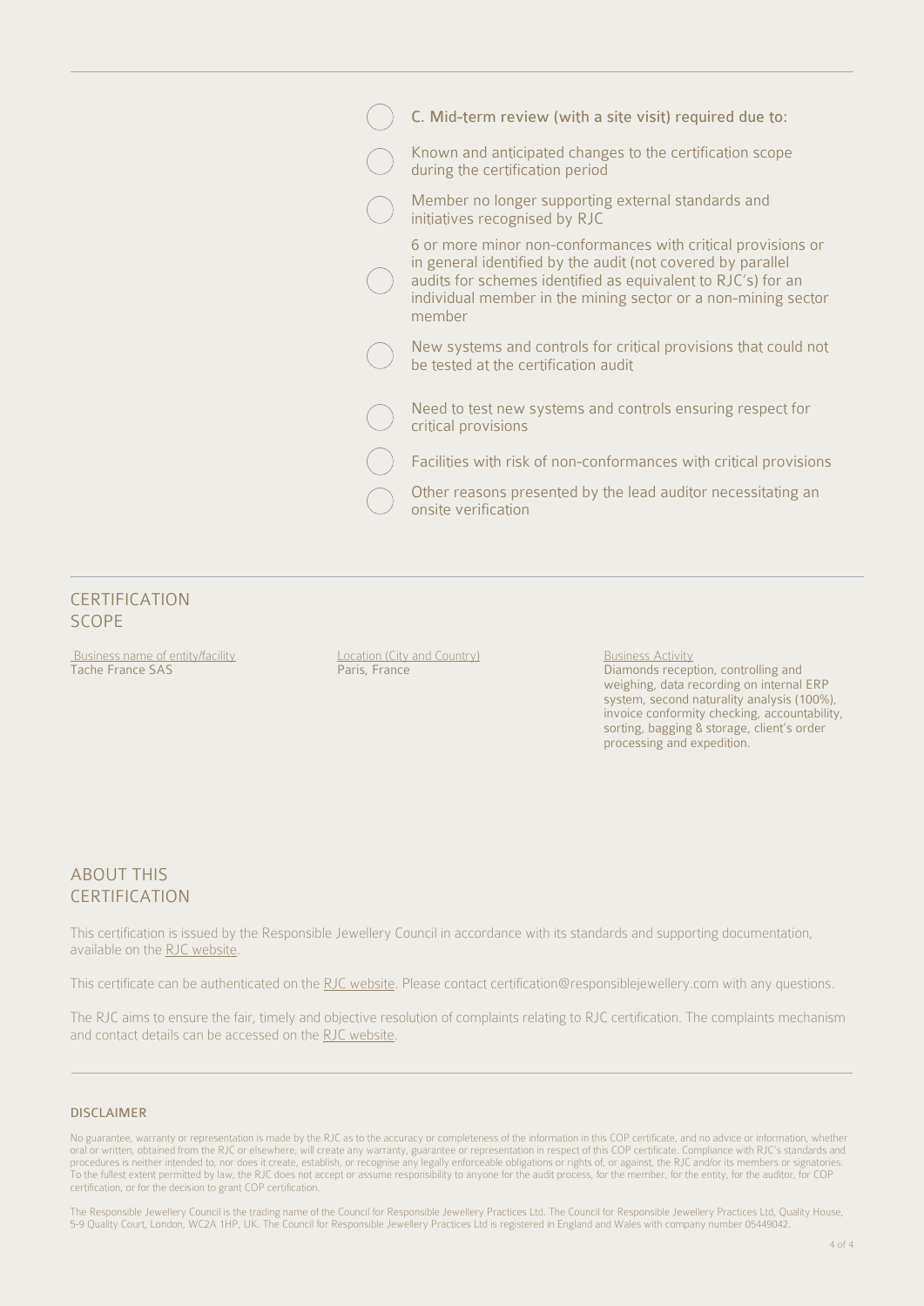- C. Mid-term review (with a site visit) required due to:
- Known and anticipated changes to the certification scope during the certification period
- Member no longer supporting external standards and initiatives recognised by RJC
- 6 or more minor non-conformances with critical provisions or in general identified by the audit (not covered by parallel audits for schemes identified as equivalent to RJC's) for an individual member in the mining sector or a non-mining sector member
- New systems and controls for critical provisions that could not be tested at the certification audit
- Need to test new systems and controls ensuring respect for critical provisions
- Facilities with risk of non-conformances with critical provisions
- Other reasons presented by the lead auditor necessitating an onsite verification

## CERTIFICATION SCOPE

| Business name of entity/facility | Location (City and Country) | Business Activity |
| --- | --- | --- |
| Tache France SAS | Paris, France | Diamonds reception, controlling and weighing, data recording on internal ERP system, second naturality analysis (100%), invoice conformity checking, accountability, sorting, bagging & storage, client's order processing and expedition. |

## ABOUT THIS CERTIFICATION

This certification is issued by the Responsible Jewellery Council in accordance with its standards and supporting documentation, available on the RJC website.

This certificate can be authenticated on the RJC website. Please contact certification@responsiblejewellery.com with any questions.

The RJC aims to ensure the fair, timely and objective resolution of complaints relating to RJC certification. The complaints mechanism and contact details can be accessed on the RJC website.

### DISCLAIMER

No guarantee, warranty or representation is made by the RJC as to the accuracy or completeness of the information in this COP certificate, and no advice or information, whether oral or written, obtained from the RJC or elsewhere, will create any warranty, guarantee or representation in respect of this COP certificate. Compliance with RJC's standards and procedures is neither intended to, nor does it create, establish, or recognise any legally enforceable obligations or rights of, or against, the RJC and/or its members or signatories. To the fullest extent permitted by law, the RJC does not accept or assume responsibility to anyone for the audit process, for the member, for the entity, for the auditor, for COP certification, or for the decision to grant COP certification.

The Responsible Jewellery Council is the trading name of the Council for Responsible Jewellery Practices Ltd. The Council for Responsible Jewellery Practices Ltd, Quality House, 5-9 Quality Court, London, WC2A 1HP, UK. The Council for Responsible Jewellery Practices Ltd is registered in England and Wales with company number 05449042.